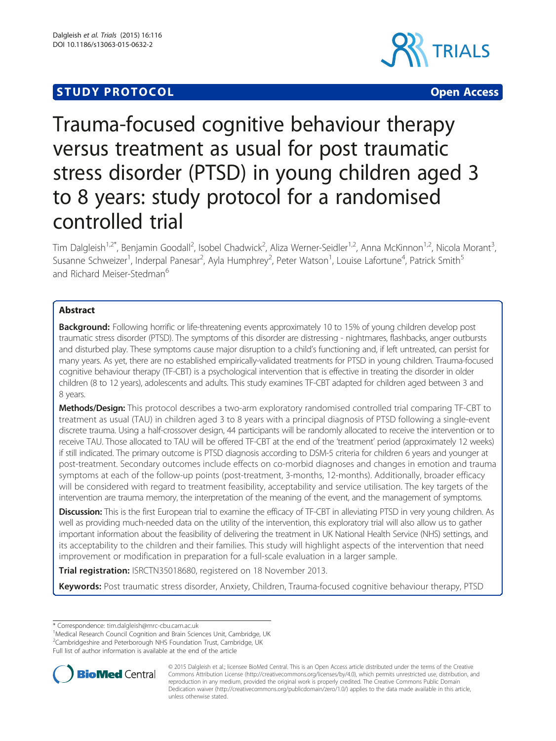**STUDY PROTOCOL** **Open Access**

# Trauma-focused cognitive behaviour therapy versus treatment as usual for post traumatic stress disorder (PTSD) in young children aged 3 to 8 years: study protocol for a randomised controlled trial

Tim Dalgleish[1,2*], Benjamin Goodall[2], Isobel Chadwick[2], Aliza Werner-Seidler[1,2], Anna McKinnon[1,2], Nicola Morant[3], Susanne Schweizer[1], Inderpal Panesar[2], Ayla Humphrey[2], Peter Watson[1], Louise Lafortune[4], Patrick Smith[5] and Richard Meiser-Stedman[6]

## Abstract

**Background:** Following horrific or life-threatening events approximately 10 to 15% of young children develop post traumatic stress disorder (PTSD). The symptoms of this disorder are distressing - nightmares, flashbacks, anger outbursts and disturbed play. These symptoms cause major disruption to a child's functioning and, if left untreated, can persist for many years. As yet, there are no established empirically-validated treatments for PTSD in young children. Trauma-focused cognitive behaviour therapy (TF-CBT) is a psychological intervention that is effective in treating the disorder in older children (8 to 12 years), adolescents and adults. This study examines TF-CBT adapted for children aged between 3 and 8 years.

**Methods/Design:** This protocol describes a two-arm exploratory randomised controlled trial comparing TF-CBT to treatment as usual (TAU) in children aged 3 to 8 years with a principal diagnosis of PTSD following a single-event discrete trauma. Using a half-crossover design, 44 participants will be randomly allocated to receive the intervention or to receive TAU. Those allocated to TAU will be offered TF-CBT at the end of the 'treatment' period (approximately 12 weeks) if still indicated. The primary outcome is PTSD diagnosis according to DSM-5 criteria for children 6 years and younger at post-treatment. Secondary outcomes include effects on co-morbid diagnoses and changes in emotion and trauma symptoms at each of the follow-up points (post-treatment, 3-months, 12-months). Additionally, broader efficacy will be considered with regard to treatment feasibility, acceptability and service utilisation. The key targets of the intervention are trauma memory, the interpretation of the meaning of the event, and the management of symptoms.

**Discussion:** This is the first European trial to examine the efficacy of TF-CBT in alleviating PTSD in very young children. As well as providing much-needed data on the utility of the intervention, this exploratory trial will also allow us to gather important information about the feasibility of delivering the treatment in UK National Health Service (NHS) settings, and its acceptability to the children and their families. This study will highlight aspects of the intervention that need improvement or modification in preparation for a full-scale evaluation in a larger sample.

**Trial registration:** ISRCTN35018680, registered on 18 November 2013.

**Keywords:** Post traumatic stress disorder, Anxiety, Children, Trauma-focused cognitive behaviour therapy, PTSD

\* Correspondence: tim.dalgleish@mrc-cbu.cam.ac.uk
[1]Medical Research Council Cognition and Brain Sciences Unit, Cambridge, UK
[2]Cambridgeshire and Peterborough NHS Foundation Trust, Cambridge, UK
Full list of author information is available at the end of the article

© 2015 Dalgleish et al.; licensee BioMed Central. This is an Open Access article distributed under the terms of the Creative Commons Attribution License (http://creativecommons.org/licenses/by/4.0), which permits unrestricted use, distribution, and reproduction in any medium, provided the original work is properly credited. The Creative Commons Public Domain Dedication waiver (http://creativecommons.org/publicdomain/zero/1.0/) applies to the data made available in this article, unless otherwise stated.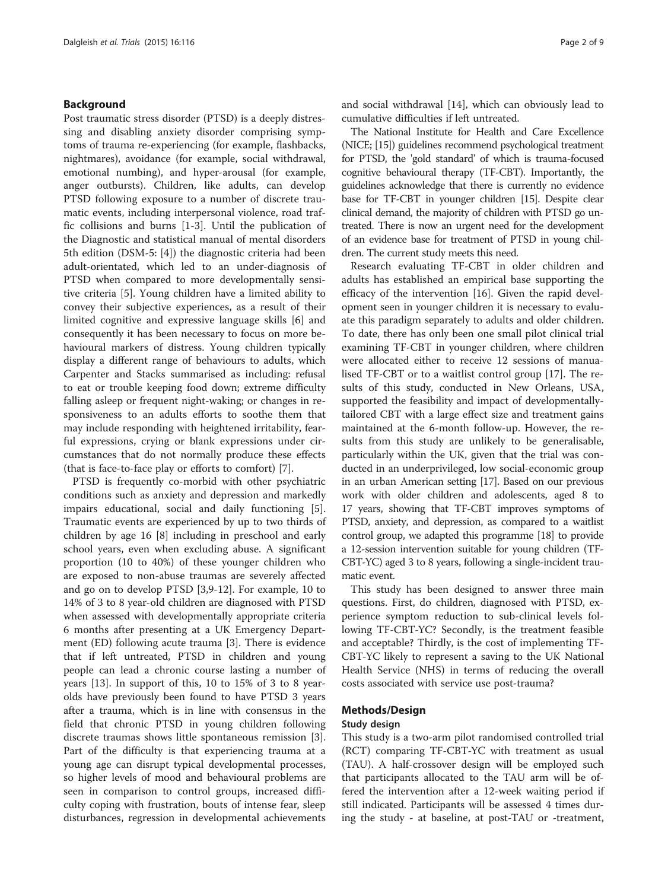## Background

Post traumatic stress disorder (PTSD) is a deeply distressing and disabling anxiety disorder comprising symptoms of trauma re-experiencing (for example, flashbacks, nightmares), avoidance (for example, social withdrawal, emotional numbing), and hyper-arousal (for example, anger outbursts). Children, like adults, can develop PTSD following exposure to a number of discrete traumatic events, including interpersonal violence, road traffic collisions and burns [1-3]. Until the publication of the Diagnostic and statistical manual of mental disorders 5th edition (DSM-5: [4]) the diagnostic criteria had been adult-orientated, which led to an under-diagnosis of PTSD when compared to more developmentally sensitive criteria [5]. Young children have a limited ability to convey their subjective experiences, as a result of their limited cognitive and expressive language skills [6] and consequently it has been necessary to focus on more behavioural markers of distress. Young children typically display a different range of behaviours to adults, which Carpenter and Stacks summarised as including: refusal to eat or trouble keeping food down; extreme difficulty falling asleep or frequent night-waking; or changes in responsiveness to an adults efforts to soothe them that may include responding with heightened irritability, fearful expressions, crying or blank expressions under circumstances that do not normally produce these effects (that is face-to-face play or efforts to comfort) [7].

PTSD is frequently co-morbid with other psychiatric conditions such as anxiety and depression and markedly impairs educational, social and daily functioning [5]. Traumatic events are experienced by up to two thirds of children by age 16 [8] including in preschool and early school years, even when excluding abuse. A significant proportion (10 to 40%) of these younger children who are exposed to non-abuse traumas are severely affected and go on to develop PTSD [3,9-12]. For example, 10 to 14% of 3 to 8 year-old children are diagnosed with PTSD when assessed with developmentally appropriate criteria 6 months after presenting at a UK Emergency Department (ED) following acute trauma [3]. There is evidence that if left untreated, PTSD in children and young people can lead a chronic course lasting a number of years [13]. In support of this, 10 to 15% of 3 to 8 year-olds have previously been found to have PTSD 3 years after a trauma, which is in line with consensus in the field that chronic PTSD in young children following discrete traumas shows little spontaneous remission [3]. Part of the difficulty is that experiencing trauma at a young age can disrupt typical developmental processes, so higher levels of mood and behavioural problems are seen in comparison to control groups, increased difficulty coping with frustration, bouts of intense fear, sleep disturbances, regression in developmental achievements and social withdrawal [14], which can obviously lead to cumulative difficulties if left untreated.

The National Institute for Health and Care Excellence (NICE; [15]) guidelines recommend psychological treatment for PTSD, the 'gold standard' of which is trauma-focused cognitive behavioural therapy (TF-CBT). Importantly, the guidelines acknowledge that there is currently no evidence base for TF-CBT in younger children [15]. Despite clear clinical demand, the majority of children with PTSD go untreated. There is now an urgent need for the development of an evidence base for treatment of PTSD in young children. The current study meets this need.

Research evaluating TF-CBT in older children and adults has established an empirical base supporting the efficacy of the intervention [16]. Given the rapid development seen in younger children it is necessary to evaluate this paradigm separately to adults and older children. To date, there has only been one small pilot clinical trial examining TF-CBT in younger children, where children were allocated either to receive 12 sessions of manualised TF-CBT or to a waitlist control group [17]. The results of this study, conducted in New Orleans, USA, supported the feasibility and impact of developmentally-tailored CBT with a large effect size and treatment gains maintained at the 6-month follow-up. However, the results from this study are unlikely to be generalisable, particularly within the UK, given that the trial was conducted in an underprivileged, low social-economic group in an urban American setting [17]. Based on our previous work with older children and adolescents, aged 8 to 17 years, showing that TF-CBT improves symptoms of PTSD, anxiety, and depression, as compared to a waitlist control group, we adapted this programme [18] to provide a 12-session intervention suitable for young children (TF-CBT-YC) aged 3 to 8 years, following a single-incident traumatic event.

This study has been designed to answer three main questions. First, do children, diagnosed with PTSD, experience symptom reduction to sub-clinical levels following TF-CBT-YC? Secondly, is the treatment feasible and acceptable? Thirdly, is the cost of implementing TF-CBT-YC likely to represent a saving to the UK National Health Service (NHS) in terms of reducing the overall costs associated with service use post-trauma?

## Methods/Design

### Study design

This study is a two-arm pilot randomised controlled trial (RCT) comparing TF-CBT-YC with treatment as usual (TAU). A half-crossover design will be employed such that participants allocated to the TAU arm will be offered the intervention after a 12-week waiting period if still indicated. Participants will be assessed 4 times during the study - at baseline, at post-TAU or -treatment,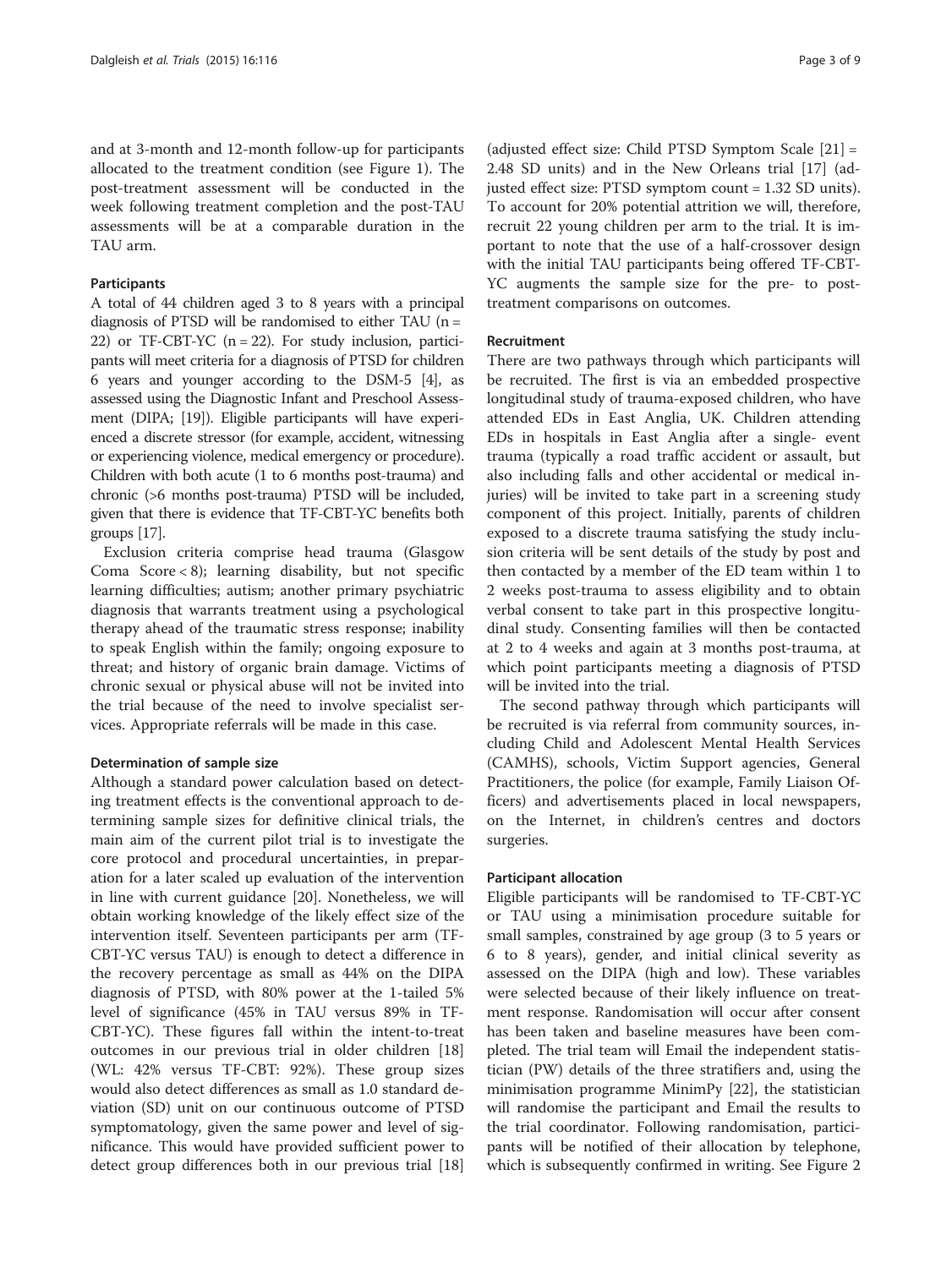and at 3-month and 12-month follow-up for participants allocated to the treatment condition (see Figure 1). The post-treatment assessment will be conducted in the week following treatment completion and the post-TAU assessments will be at a comparable duration in the TAU arm.

### Participants

A total of 44 children aged 3 to 8 years with a principal diagnosis of PTSD will be randomised to either TAU (n = 22) or TF-CBT-YC (n = 22). For study inclusion, participants will meet criteria for a diagnosis of PTSD for children 6 years and younger according to the DSM-5 [4], as assessed using the Diagnostic Infant and Preschool Assessment (DIPA; [19]). Eligible participants will have experienced a discrete stressor (for example, accident, witnessing or experiencing violence, medical emergency or procedure). Children with both acute (1 to 6 months post-trauma) and chronic (>6 months post-trauma) PTSD will be included, given that there is evidence that TF-CBT-YC benefits both groups [17].

Exclusion criteria comprise head trauma (Glasgow Coma Score < 8); learning disability, but not specific learning difficulties; autism; another primary psychiatric diagnosis that warrants treatment using a psychological therapy ahead of the traumatic stress response; inability to speak English within the family; ongoing exposure to threat; and history of organic brain damage. Victims of chronic sexual or physical abuse will not be invited into the trial because of the need to involve specialist services. Appropriate referrals will be made in this case.

### Determination of sample size

Although a standard power calculation based on detecting treatment effects is the conventional approach to determining sample sizes for definitive clinical trials, the main aim of the current pilot trial is to investigate the core protocol and procedural uncertainties, in preparation for a later scaled up evaluation of the intervention in line with current guidance [20]. Nonetheless, we will obtain working knowledge of the likely effect size of the intervention itself. Seventeen participants per arm (TF-CBT-YC versus TAU) is enough to detect a difference in the recovery percentage as small as 44% on the DIPA diagnosis of PTSD, with 80% power at the 1-tailed 5% level of significance (45% in TAU versus 89% in TF-CBT-YC). These figures fall within the intent-to-treat outcomes in our previous trial in older children [18] (WL: 42% versus TF-CBT: 92%). These group sizes would also detect differences as small as 1.0 standard deviation (SD) unit on our continuous outcome of PTSD symptomatology, given the same power and level of significance. This would have provided sufficient power to detect group differences both in our previous trial [18] (adjusted effect size: Child PTSD Symptom Scale [21] = 2.48 SD units) and in the New Orleans trial [17] (adjusted effect size: PTSD symptom count = 1.32 SD units). To account for 20% potential attrition we will, therefore, recruit 22 young children per arm to the trial. It is important to note that the use of a half-crossover design with the initial TAU participants being offered TF-CBT-YC augments the sample size for the pre- to post-treatment comparisons on outcomes.

### Recruitment

There are two pathways through which participants will be recruited. The first is via an embedded prospective longitudinal study of trauma-exposed children, who have attended EDs in East Anglia, UK. Children attending EDs in hospitals in East Anglia after a single- event trauma (typically a road traffic accident or assault, but also including falls and other accidental or medical injuries) will be invited to take part in a screening study component of this project. Initially, parents of children exposed to a discrete trauma satisfying the study inclusion criteria will be sent details of the study by post and then contacted by a member of the ED team within 1 to 2 weeks post-trauma to assess eligibility and to obtain verbal consent to take part in this prospective longitudinal study. Consenting families will then be contacted at 2 to 4 weeks and again at 3 months post-trauma, at which point participants meeting a diagnosis of PTSD will be invited into the trial.

The second pathway through which participants will be recruited is via referral from community sources, including Child and Adolescent Mental Health Services (CAMHS), schools, Victim Support agencies, General Practitioners, the police (for example, Family Liaison Officers) and advertisements placed in local newspapers, on the Internet, in children's centres and doctors surgeries.

### Participant allocation

Eligible participants will be randomised to TF-CBT-YC or TAU using a minimisation procedure suitable for small samples, constrained by age group (3 to 5 years or 6 to 8 years), gender, and initial clinical severity as assessed on the DIPA (high and low). These variables were selected because of their likely influence on treatment response. Randomisation will occur after consent has been taken and baseline measures have been completed. The trial team will Email the independent statistician (PW) details of the three stratifiers and, using the minimisation programme MinimPy [22], the statistician will randomise the participant and Email the results to the trial coordinator. Following randomisation, participants will be notified of their allocation by telephone, which is subsequently confirmed in writing. See Figure 2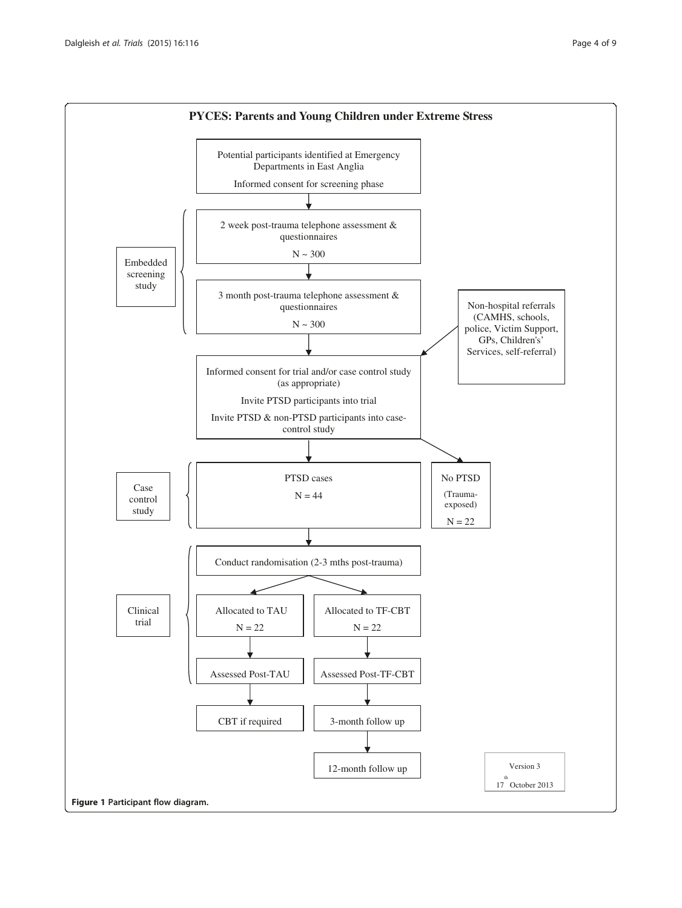**PYCES: Parents and Young Children under Extreme Stress**

Potential participants identified at Emergency Departments in East Anglia

Informed consent for screening phase

↓

**Embedded screening study**

2 week post-trauma telephone assessment & questionnaires

N ~ 300

↓

3 month post-trauma telephone assessment & questionnaires

N ~ 300

↓

Non-hospital referrals (CAMHS, schools, police, Victim Support, GPs, Children's' Services, self-referral) →

Informed consent for trial and/or case control study (as appropriate)

Invite PTSD participants into trial

Invite PTSD & non-PTSD participants into case-control study

↓

**Case control study**

PTSD cases

N = 44

No PTSD (Trauma-exposed)

N = 22

↓

**Clinical trial**

Conduct randomisation (2-3 mths post-trauma)

| Allocated to TAU N = 22 | Allocated to TF-CBT N = 22 |
| --- | --- |
| ↓ | ↓ |
| Assessed Post-TAU | Assessed Post-TF-CBT |
| ↓ | ↓ |
| CBT if required | 3-month follow up |
| | ↓ |
| | 12-month follow up |

Version 3

17th October 2013

**Figure 1 Participant flow diagram.**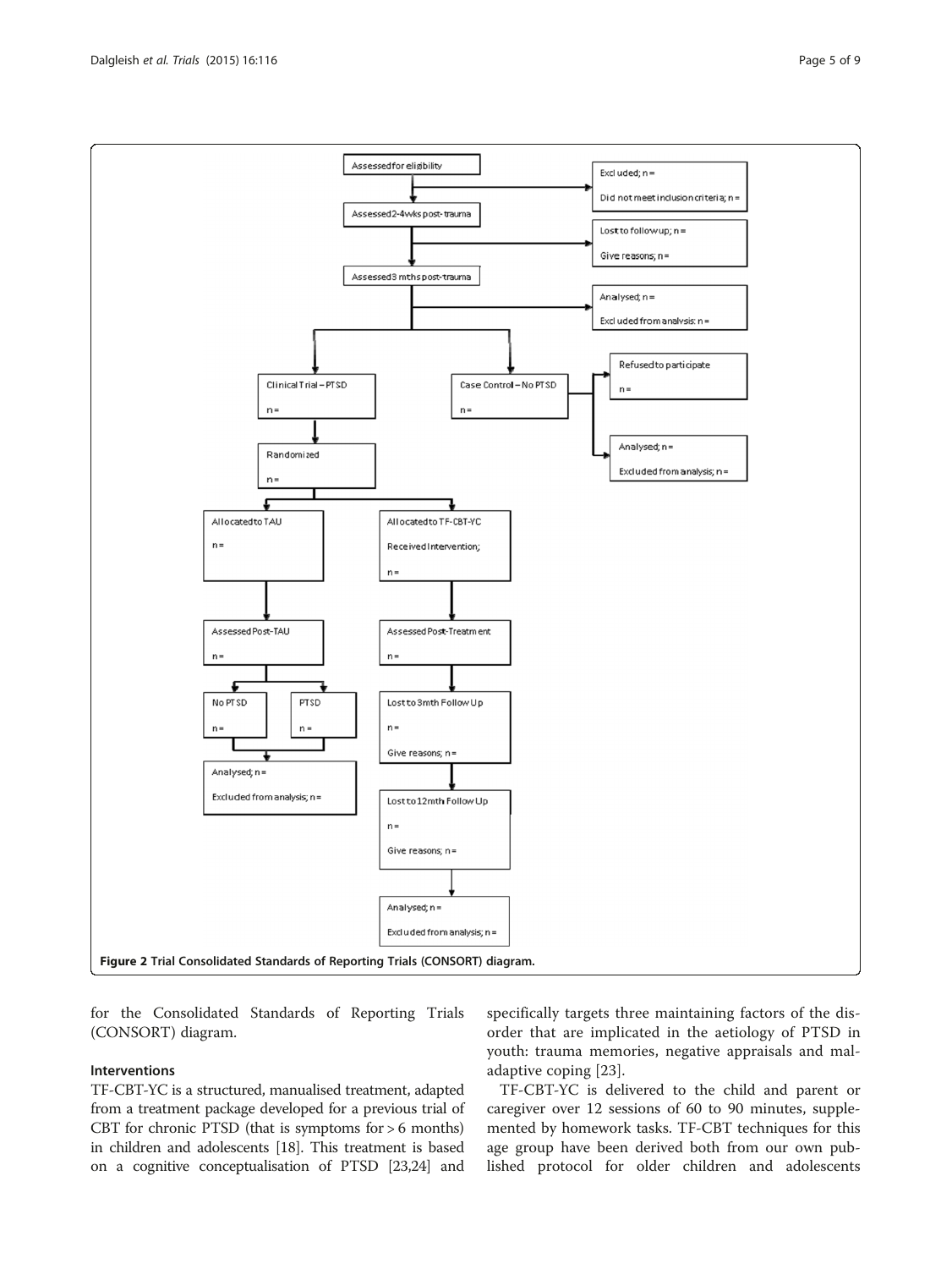- Assessed for eligibility
  - Excluded; n =
  - Did not meet inclusion criteria; n =
- Assessed 2-4wks post-trauma
  - Lost to follow up; n =
  - Give reasons; n =
- Assessed 3 mths post-trauma
  - Analysed; n =
  - Excluded from analysis: n =
- Clinical Trial – PTSD; n =
  - Randomized; n =
    - Allocated to TAU; n =
      - Assessed Post-TAU; n =
        - No PTSD; n =
        - PTSD; n =
      - Analysed; n =
      - Excluded from analysis; n =
    - Allocated to TF-CBT-YC; Received Intervention; n =
      - Assessed Post-Treatment; n =
      - Lost to 3mth Follow Up; n = ; Give reasons; n =
      - Lost to 12mth Follow Up; n = ; Give reasons; n =
      - Analysed; n =
      - Excluded from analysis; n =
- Case Control – No PTSD; n =
  - Refused to participate; n =
  - Analysed; n =
  - Excluded from analysis; n =

**Figure 2** Trial Consolidated Standards of Reporting Trials (CONSORT) diagram.

for the Consolidated Standards of Reporting Trials (CONSORT) diagram.

### Interventions

TF-CBT-YC is a structured, manualised treatment, adapted from a treatment package developed for a previous trial of CBT for chronic PTSD (that is symptoms for > 6 months) in children and adolescents [18]. This treatment is based on a cognitive conceptualisation of PTSD [23,24] and specifically targets three maintaining factors of the disorder that are implicated in the aetiology of PTSD in youth: trauma memories, negative appraisals and maladaptive coping [23].

TF-CBT-YC is delivered to the child and parent or caregiver over 12 sessions of 60 to 90 minutes, supplemented by homework tasks. TF-CBT techniques for this age group have been derived both from our own published protocol for older children and adolescents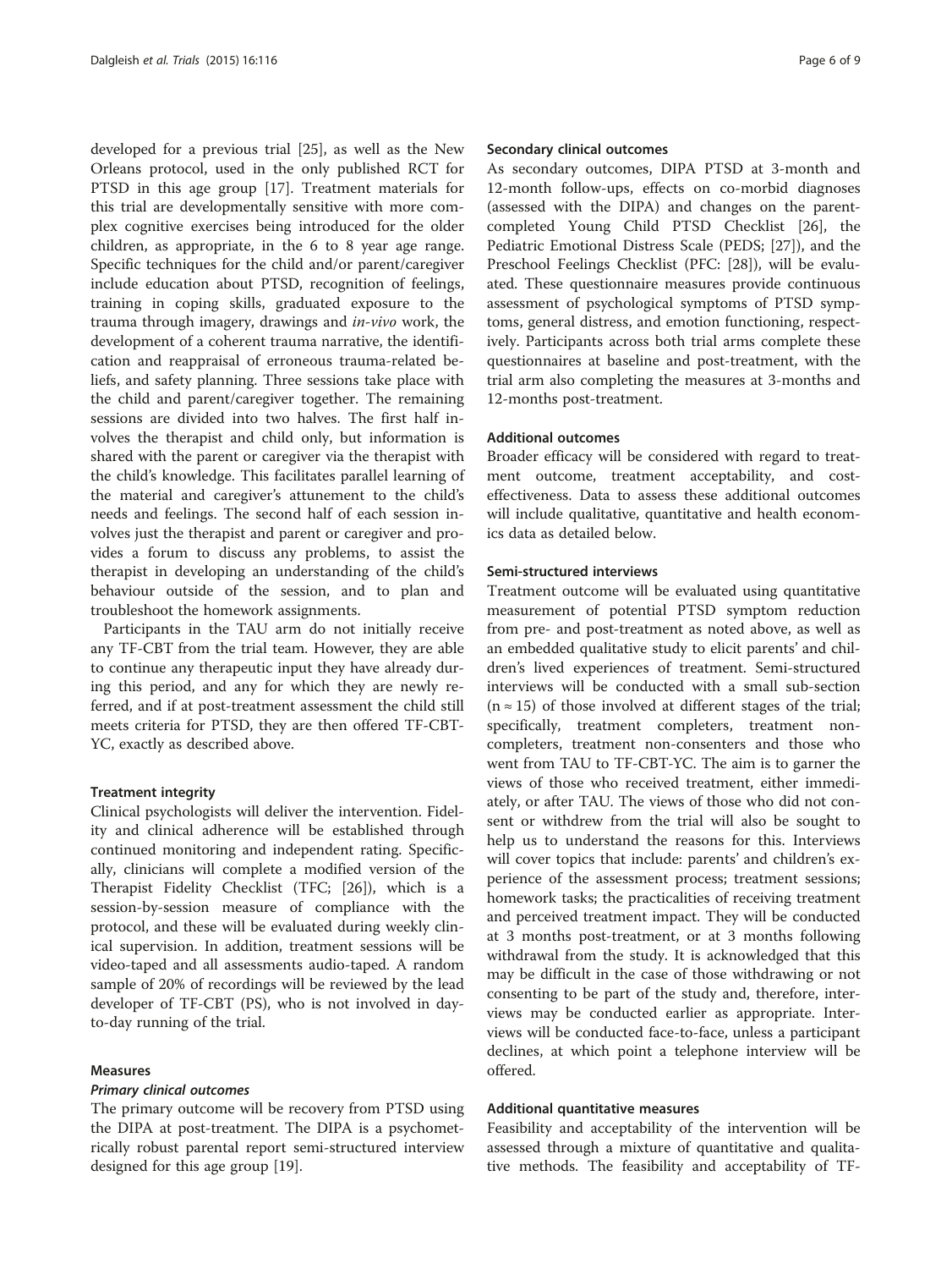developed for a previous trial [25], as well as the New Orleans protocol, used in the only published RCT for PTSD in this age group [17]. Treatment materials for this trial are developmentally sensitive with more complex cognitive exercises being introduced for the older children, as appropriate, in the 6 to 8 year age range. Specific techniques for the child and/or parent/caregiver include education about PTSD, recognition of feelings, training in coping skills, graduated exposure to the trauma through imagery, drawings and *in-vivo* work, the development of a coherent trauma narrative, the identification and reappraisal of erroneous trauma-related beliefs, and safety planning. Three sessions take place with the child and parent/caregiver together. The remaining sessions are divided into two halves. The first half involves the therapist and child only, but information is shared with the parent or caregiver via the therapist with the child's knowledge. This facilitates parallel learning of the material and caregiver's attunement to the child's needs and feelings. The second half of each session involves just the therapist and parent or caregiver and provides a forum to discuss any problems, to assist the therapist in developing an understanding of the child's behaviour outside of the session, and to plan and troubleshoot the homework assignments.

Participants in the TAU arm do not initially receive any TF-CBT from the trial team. However, they are able to continue any therapeutic input they have already during this period, and any for which they are newly referred, and if at post-treatment assessment the child still meets criteria for PTSD, they are then offered TF-CBT-YC, exactly as described above.

### Treatment integrity

Clinical psychologists will deliver the intervention. Fidelity and clinical adherence will be established through continued monitoring and independent rating. Specifically, clinicians will complete a modified version of the Therapist Fidelity Checklist (TFC; [26]), which is a session-by-session measure of compliance with the protocol, and these will be evaluated during weekly clinical supervision. In addition, treatment sessions will be video-taped and all assessments audio-taped. A random sample of 20% of recordings will be reviewed by the lead developer of TF-CBT (PS), who is not involved in day-to-day running of the trial.

### Measures

#### *Primary clinical outcomes*

The primary outcome will be recovery from PTSD using the DIPA at post-treatment. The DIPA is a psychometrically robust parental report semi-structured interview designed for this age group [19].

### Secondary clinical outcomes

As secondary outcomes, DIPA PTSD at 3-month and 12-month follow-ups, effects on co-morbid diagnoses (assessed with the DIPA) and changes on the parent-completed Young Child PTSD Checklist [26], the Pediatric Emotional Distress Scale (PEDS; [27]), and the Preschool Feelings Checklist (PFC: [28]), will be evaluated. These questionnaire measures provide continuous assessment of psychological symptoms of PTSD symptoms, general distress, and emotion functioning, respectively. Participants across both trial arms complete these questionnaires at baseline and post-treatment, with the trial arm also completing the measures at 3-months and 12-months post-treatment.

### Additional outcomes

Broader efficacy will be considered with regard to treatment outcome, treatment acceptability, and cost-effectiveness. Data to assess these additional outcomes will include qualitative, quantitative and health economics data as detailed below.

### Semi-structured interviews

Treatment outcome will be evaluated using quantitative measurement of potential PTSD symptom reduction from pre- and post-treatment as noted above, as well as an embedded qualitative study to elicit parents' and children's lived experiences of treatment. Semi-structured interviews will be conducted with a small sub-section ($n \approx 15$) of those involved at different stages of the trial; specifically, treatment completers, treatment non-completers, treatment non-consenters and those who went from TAU to TF-CBT-YC. The aim is to garner the views of those who received treatment, either immediately, or after TAU. The views of those who did not consent or withdrew from the trial will also be sought to help us to understand the reasons for this. Interviews will cover topics that include: parents' and children's experience of the assessment process; treatment sessions; homework tasks; the practicalities of receiving treatment and perceived treatment impact. They will be conducted at 3 months post-treatment, or at 3 months following withdrawal from the study. It is acknowledged that this may be difficult in the case of those withdrawing or not consenting to be part of the study and, therefore, interviews may be conducted earlier as appropriate. Interviews will be conducted face-to-face, unless a participant declines, at which point a telephone interview will be offered.

### Additional quantitative measures

Feasibility and acceptability of the intervention will be assessed through a mixture of quantitative and qualitative methods. The feasibility and acceptability of TF-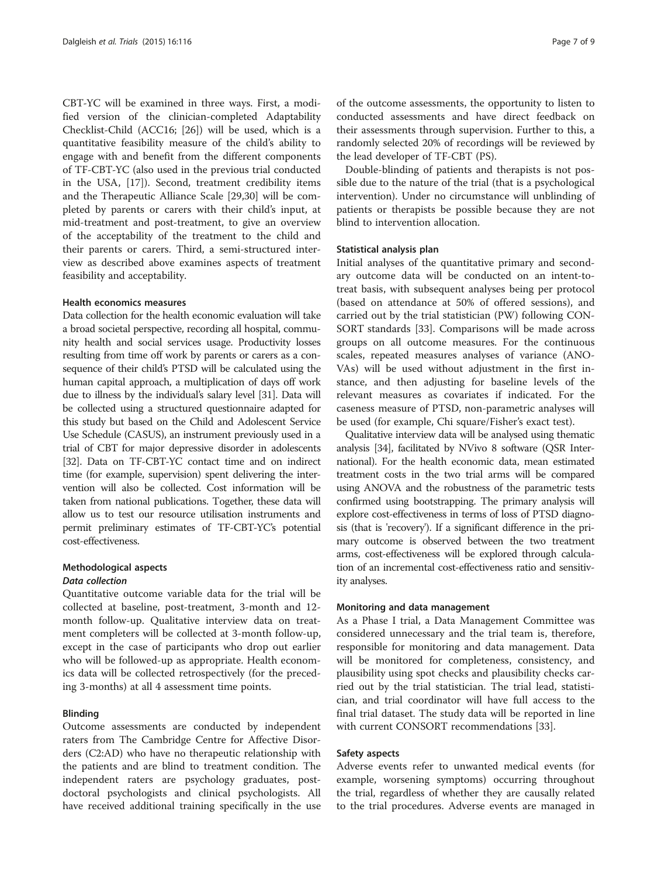CBT-YC will be examined in three ways. First, a modified version of the clinician-completed Adaptability Checklist-Child (ACC16; [26]) will be used, which is a quantitative feasibility measure of the child's ability to engage with and benefit from the different components of TF-CBT-YC (also used in the previous trial conducted in the USA, [17]). Second, treatment credibility items and the Therapeutic Alliance Scale [29,30] will be completed by parents or carers with their child's input, at mid-treatment and post-treatment, to give an overview of the acceptability of the treatment to the child and their parents or carers. Third, a semi-structured interview as described above examines aspects of treatment feasibility and acceptability.

#### Health economics measures

Data collection for the health economic evaluation will take a broad societal perspective, recording all hospital, community health and social services usage. Productivity losses resulting from time off work by parents or carers as a consequence of their child's PTSD will be calculated using the human capital approach, a multiplication of days off work due to illness by the individual's salary level [31]. Data will be collected using a structured questionnaire adapted for this study but based on the Child and Adolescent Service Use Schedule (CASUS), an instrument previously used in a trial of CBT for major depressive disorder in adolescents [32]. Data on TF-CBT-YC contact time and on indirect time (for example, supervision) spent delivering the intervention will also be collected. Cost information will be taken from national publications. Together, these data will allow us to test our resource utilisation instruments and permit preliminary estimates of TF-CBT-YC's potential cost-effectiveness.

### Methodological aspects

#### *Data collection*

Quantitative outcome variable data for the trial will be collected at baseline, post-treatment, 3-month and 12-month follow-up. Qualitative interview data on treatment completers will be collected at 3-month follow-up, except in the case of participants who drop out earlier who will be followed-up as appropriate. Health economics data will be collected retrospectively (for the preceding 3-months) at all 4 assessment time points.

#### Blinding

Outcome assessments are conducted by independent raters from The Cambridge Centre for Affective Disorders (C2:AD) who have no therapeutic relationship with the patients and are blind to treatment condition. The independent raters are psychology graduates, post-doctoral psychologists and clinical psychologists. All have received additional training specifically in the use of the outcome assessments, the opportunity to listen to conducted assessments and have direct feedback on their assessments through supervision. Further to this, a randomly selected 20% of recordings will be reviewed by the lead developer of TF-CBT (PS).

Double-blinding of patients and therapists is not possible due to the nature of the trial (that is a psychological intervention). Under no circumstance will unblinding of patients or therapists be possible because they are not blind to intervention allocation.

#### Statistical analysis plan

Initial analyses of the quantitative primary and secondary outcome data will be conducted on an intent-to-treat basis, with subsequent analyses being per protocol (based on attendance at 50% of offered sessions), and carried out by the trial statistician (PW) following CONSORT standards [33]. Comparisons will be made across groups on all outcome measures. For the continuous scales, repeated measures analyses of variance (ANOVAs) will be used without adjustment in the first instance, and then adjusting for baseline levels of the relevant measures as covariates if indicated. For the caseness measure of PTSD, non-parametric analyses will be used (for example, Chi square/Fisher's exact test).

Qualitative interview data will be analysed using thematic analysis [34], facilitated by NVivo 8 software (QSR International). For the health economic data, mean estimated treatment costs in the two trial arms will be compared using ANOVA and the robustness of the parametric tests confirmed using bootstrapping. The primary analysis will explore cost-effectiveness in terms of loss of PTSD diagnosis (that is 'recovery'). If a significant difference in the primary outcome is observed between the two treatment arms, cost-effectiveness will be explored through calculation of an incremental cost-effectiveness ratio and sensitivity analyses.

#### Monitoring and data management

As a Phase I trial, a Data Management Committee was considered unnecessary and the trial team is, therefore, responsible for monitoring and data management. Data will be monitored for completeness, consistency, and plausibility using spot checks and plausibility checks carried out by the trial statistician. The trial lead, statistician, and trial coordinator will have full access to the final trial dataset. The study data will be reported in line with current CONSORT recommendations [33].

#### Safety aspects

Adverse events refer to unwanted medical events (for example, worsening symptoms) occurring throughout the trial, regardless of whether they are causally related to the trial procedures. Adverse events are managed in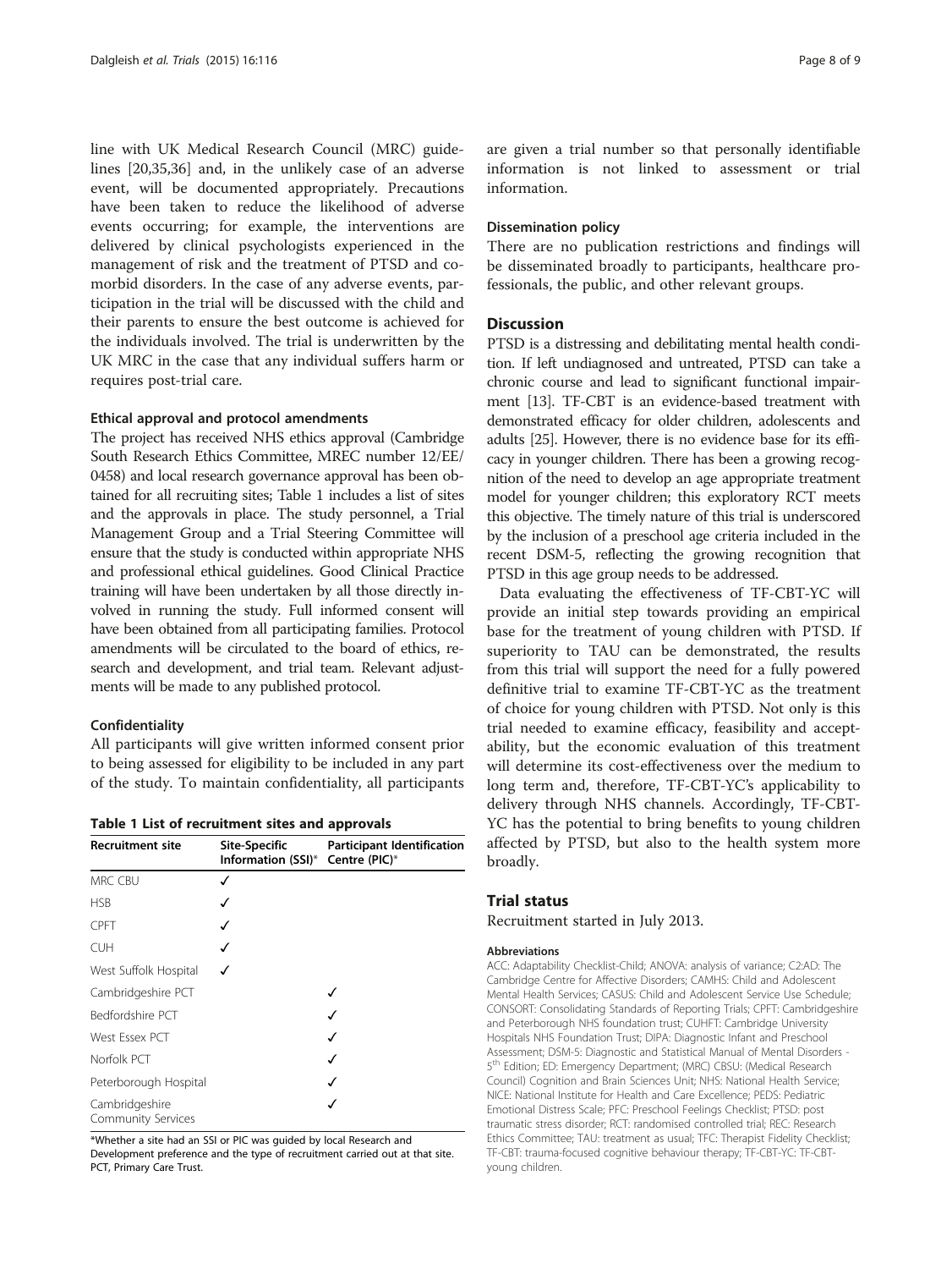line with UK Medical Research Council (MRC) guidelines [20,35,36] and, in the unlikely case of an adverse event, will be documented appropriately. Precautions have been taken to reduce the likelihood of adverse events occurring; for example, the interventions are delivered by clinical psychologists experienced in the management of risk and the treatment of PTSD and comorbid disorders. In the case of any adverse events, participation in the trial will be discussed with the child and their parents to ensure the best outcome is achieved for the individuals involved. The trial is underwritten by the UK MRC in the case that any individual suffers harm or requires post-trial care.

#### Ethical approval and protocol amendments

The project has received NHS ethics approval (Cambridge South Research Ethics Committee, MREC number 12/EE/0458) and local research governance approval has been obtained for all recruiting sites; Table 1 includes a list of sites and the approvals in place. The study personnel, a Trial Management Group and a Trial Steering Committee will ensure that the study is conducted within appropriate NHS and professional ethical guidelines. Good Clinical Practice training will have been undertaken by all those directly involved in running the study. Full informed consent will have been obtained from all participating families. Protocol amendments will be circulated to the board of ethics, research and development, and trial team. Relevant adjustments will be made to any published protocol.

#### Confidentiality

All participants will give written informed consent prior to being assessed for eligibility to be included in any part of the study. To maintain confidentiality, all participants are given a trial number so that personally identifiable information is not linked to assessment or trial information.

**Table 1 List of recruitment sites and approvals**

| Recruitment site | Site-Specific Information (SSI)* | Participant Identification Centre (PIC)* |
|---|---|---|
| MRC CBU | ✓ | |
| HSB | ✓ | |
| CPFT | ✓ | |
| CUH | ✓ | |
| West Suffolk Hospital | ✓ | |
| Cambridgeshire PCT | | ✓ |
| Bedfordshire PCT | | ✓ |
| West Essex PCT | | ✓ |
| Norfolk PCT | | ✓ |
| Peterborough Hospital | | ✓ |
| Cambridgeshire Community Services | | ✓ |

*Whether a site had an SSI or PIC was guided by local Research and Development preference and the type of recruitment carried out at that site. PCT, Primary Care Trust.

#### Dissemination policy

There are no publication restrictions and findings will be disseminated broadly to participants, healthcare professionals, the public, and other relevant groups.

## Discussion

PTSD is a distressing and debilitating mental health condition. If left undiagnosed and untreated, PTSD can take a chronic course and lead to significant functional impairment [13]. TF-CBT is an evidence-based treatment with demonstrated efficacy for older children, adolescents and adults [25]. However, there is no evidence base for its efficacy in younger children. There has been a growing recognition of the need to develop an age appropriate treatment model for younger children; this exploratory RCT meets this objective. The timely nature of this trial is underscored by the inclusion of a preschool age criteria included in the recent DSM-5, reflecting the growing recognition that PTSD in this age group needs to be addressed.

Data evaluating the effectiveness of TF-CBT-YC will provide an initial step towards providing an empirical base for the treatment of young children with PTSD. If superiority to TAU can be demonstrated, the results from this trial will support the need for a fully powered definitive trial to examine TF-CBT-YC as the treatment of choice for young children with PTSD. Not only is this trial needed to examine efficacy, feasibility and acceptability, but the economic evaluation of this treatment will determine its cost-effectiveness over the medium to long term and, therefore, TF-CBT-YC's applicability to delivery through NHS channels. Accordingly, TF-CBT-YC has the potential to bring benefits to young children affected by PTSD, but also to the health system more broadly.

## Trial status

Recruitment started in July 2013.

#### Abbreviations

ACC: Adaptability Checklist-Child; ANOVA: analysis of variance; C2:AD: The Cambridge Centre for Affective Disorders; CAMHS: Child and Adolescent Mental Health Services; CASUS: Child and Adolescent Service Use Schedule; CONSORT: Consolidating Standards of Reporting Trials; CPFT: Cambridgeshire and Peterborough NHS foundation trust; CUHFT: Cambridge University Hospitals NHS Foundation Trust; DIPA: Diagnostic Infant and Preschool Assessment; DSM-5: Diagnostic and Statistical Manual of Mental Disorders - 5th Edition; ED: Emergency Department; (MRC) CBSU: (Medical Research Council) Cognition and Brain Sciences Unit; NHS: National Health Service; NICE: National Institute for Health and Care Excellence; PEDS: Pediatric Emotional Distress Scale; PFC: Preschool Feelings Checklist; PTSD: post traumatic stress disorder; RCT: randomised controlled trial; REC: Research Ethics Committee; TAU: treatment as usual; TFC: Therapist Fidelity Checklist; TF-CBT: trauma-focused cognitive behaviour therapy; TF-CBT-YC: TF-CBT-young children.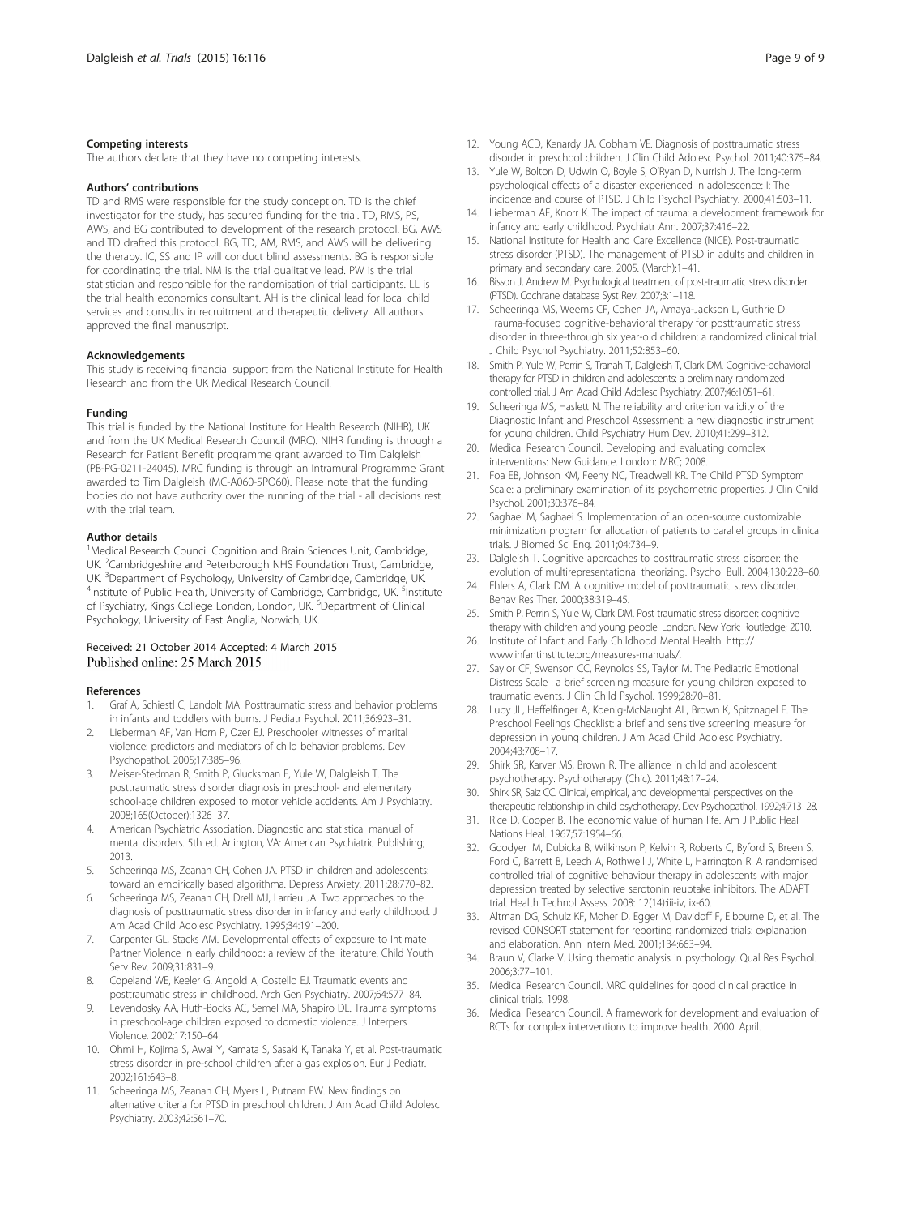### Competing interests

The authors declare that they have no competing interests.

### Authors' contributions

TD and RMS were responsible for the study conception. TD is the chief investigator for the study, has secured funding for the trial. TD, RMS, PS, AWS, and BG contributed to development of the research protocol. BG, AWS and TD drafted this protocol. BG, TD, AM, RMS, and AWS will be delivering the therapy. IC, SS and IP will conduct blind assessments. BG is responsible for coordinating the trial. NM is the trial qualitative lead. PW is the trial statistician and responsible for the randomisation of trial participants. LL is the trial health economics consultant. AH is the clinical lead for local child services and consults in recruitment and therapeutic delivery. All authors approved the final manuscript.

### Acknowledgements

This study is receiving financial support from the National Institute for Health Research and from the UK Medical Research Council.

### Funding

This trial is funded by the National Institute for Health Research (NIHR), UK and from the UK Medical Research Council (MRC). NIHR funding is through a Research for Patient Benefit programme grant awarded to Tim Dalgleish (PB-PG-0211-24045). MRC funding is through an Intramural Programme Grant awarded to Tim Dalgleish (MC-A060-5PQ60). Please note that the funding bodies do not have authority over the running of the trial - all decisions rest with the trial team.

### Author details

[1]Medical Research Council Cognition and Brain Sciences Unit, Cambridge, UK. [2]Cambridgeshire and Peterborough NHS Foundation Trust, Cambridge, UK. [3]Department of Psychology, University of Cambridge, Cambridge, UK. [4]Institute of Public Health, University of Cambridge, Cambridge, UK. [5]Institute of Psychiatry, Kings College London, London, UK. [6]Department of Clinical Psychology, University of East Anglia, Norwich, UK.

Received: 21 October 2014 Accepted: 4 March 2015
Published online: 25 March 2015

### References

1. Graf A, Schiestl C, Landolt MA. Posttraumatic stress and behavior problems in infants and toddlers with burns. J Pediatr Psychol. 2011;36:923–31.
2. Lieberman AF, Van Horn P, Ozer EJ. Preschooler witnesses of marital violence: predictors and mediators of child behavior problems. Dev Psychopathol. 2005;17:385–96.
3. Meiser-Stedman R, Smith P, Glucksman E, Yule W, Dalgleish T. The posttraumatic stress disorder diagnosis in preschool- and elementary school-age children exposed to motor vehicle accidents. Am J Psychiatry. 2008;165(October):1326–37.
4. American Psychiatric Association. Diagnostic and statistical manual of mental disorders. 5th ed. Arlington, VA: American Psychiatric Publishing; 2013.
5. Scheeringa MS, Zeanah CH, Cohen JA. PTSD in children and adolescents: toward an empirically based algorithma. Depress Anxiety. 2011;28:770–82.
6. Scheeringa MS, Zeanah CH, Drell MJ, Larrieu JA. Two approaches to the diagnosis of posttraumatic stress disorder in infancy and early childhood. J Am Acad Child Adolesc Psychiatry. 1995;34:191–200.
7. Carpenter GL, Stacks AM. Developmental effects of exposure to Intimate Partner Violence in early childhood: a review of the literature. Child Youth Serv Rev. 2009;31:831–9.
8. Copeland WE, Keeler G, Angold A, Costello EJ. Traumatic events and posttraumatic stress in childhood. Arch Gen Psychiatry. 2007;64:577–84.
9. Levendosky AA, Huth-Bocks AC, Semel MA, Shapiro DL. Trauma symptoms in preschool-age children exposed to domestic violence. J Interpers Violence. 2002;17:150–64.
10. Ohmi H, Kojima S, Awai Y, Kamata S, Sasaki K, Tanaka Y, et al. Post-traumatic stress disorder in pre-school children after a gas explosion. Eur J Pediatr. 2002;161:643–8.
11. Scheeringa MS, Zeanah CH, Myers L, Putnam FW. New findings on alternative criteria for PTSD in preschool children. J Am Acad Child Adolesc Psychiatry. 2003;42:561–70.
12. Young ACD, Kenardy JA, Cobham VE. Diagnosis of posttraumatic stress disorder in preschool children. J Clin Child Adolesc Psychol. 2011;40:375–84.
13. Yule W, Bolton D, Udwin O, Boyle S, O'Ryan D, Nurrish J. The long-term psychological effects of a disaster experienced in adolescence: I: The incidence and course of PTSD. J Child Psychol Psychiatry. 2000;41:503–11.
14. Lieberman AF, Knorr K. The impact of trauma: a development framework for infancy and early childhood. Psychiatr Ann. 2007;37:416–22.
15. National Institute for Health and Care Excellence (NICE). Post-traumatic stress disorder (PTSD). The management of PTSD in adults and children in primary and secondary care. 2005. (March):1–41.
16. Bisson J, Andrew M. Psychological treatment of post-traumatic stress disorder (PTSD). Cochrane database Syst Rev. 2007;3:1–118.
17. Scheeringa MS, Weems CF, Cohen JA, Amaya-Jackson L, Guthrie D. Trauma-focused cognitive-behavioral therapy for posttraumatic stress disorder in three-through six year-old children: a randomized clinical trial. J Child Psychol Psychiatry. 2011;52:853–60.
18. Smith P, Yule W, Perrin S, Tranah T, Dalgleish T, Clark DM. Cognitive-behavioral therapy for PTSD in children and adolescents: a preliminary randomized controlled trial. J Am Acad Child Adolesc Psychiatry. 2007;46:1051–61.
19. Scheeringa MS, Haslett N. The reliability and criterion validity of the Diagnostic Infant and Preschool Assessment: a new diagnostic instrument for young children. Child Psychiatry Hum Dev. 2010;41:299–312.
20. Medical Research Council. Developing and evaluating complex interventions: New Guidance. London: MRC; 2008.
21. Foa EB, Johnson KM, Feeny NC, Treadwell KR. The Child PTSD Symptom Scale: a preliminary examination of its psychometric properties. J Clin Child Psychol. 2001;30:376–84.
22. Saghaei M, Saghaei S. Implementation of an open-source customizable minimization program for allocation of patients to parallel groups in clinical trials. J Biomed Sci Eng. 2011;04:734–9.
23. Dalgleish T. Cognitive approaches to posttraumatic stress disorder: the evolution of multirepresentational theorizing. Psychol Bull. 2004;130:228–60.
24. Ehlers A, Clark DM. A cognitive model of posttraumatic stress disorder. Behav Res Ther. 2000;38:319–45.
25. Smith P, Perrin S, Yule W, Clark DM. Post traumatic stress disorder: cognitive therapy with children and young people. London. New York: Routledge; 2010.
26. Institute of Infant and Early Childhood Mental Health. http://www.infantinstitute.org/measures-manuals/.
27. Saylor CF, Swenson CC, Reynolds SS, Taylor M. The Pediatric Emotional Distress Scale : a brief screening measure for young children exposed to traumatic events. J Clin Child Psychol. 1999;28:70–81.
28. Luby JL, Heffelfinger A, Koenig-McNaught AL, Brown K, Spitznagel E. The Preschool Feelings Checklist: a brief and sensitive screening measure for depression in young children. J Am Acad Child Adolesc Psychiatry. 2004;43:708–17.
29. Shirk SR, Karver MS, Brown R. The alliance in child and adolescent psychotherapy. Psychotherapy (Chic). 2011;48:17–24.
30. Shirk SR, Saiz CC. Clinical, empirical, and developmental perspectives on the therapeutic relationship in child psychotherapy. Dev Psychopathol. 1992;4:713–28.
31. Rice D, Cooper B. The economic value of human life. Am J Public Heal Nations Heal. 1967;57:1954–66.
32. Goodyer IM, Dubicka B, Wilkinson P, Kelvin R, Roberts C, Byford S, Breen S, Ford C, Barrett B, Leech A, Rothwell J, White L, Harrington R. A randomised controlled trial of cognitive behaviour therapy in adolescents with major depression treated by selective serotonin reuptake inhibitors. The ADAPT trial. Health Technol Assess. 2008: 12(14):iii-iv, ix-60.
33. Altman DG, Schulz KF, Moher D, Egger M, Davidoff F, Elbourne D, et al. The revised CONSORT statement for reporting randomized trials: explanation and elaboration. Ann Intern Med. 2001;134:663–94.
34. Braun V, Clarke V. Using thematic analysis in psychology. Qual Res Psychol. 2006;3:77–101.
35. Medical Research Council. MRC guidelines for good clinical practice in clinical trials. 1998.
36. Medical Research Council. A framework for development and evaluation of RCTs for complex interventions to improve health. 2000. April.